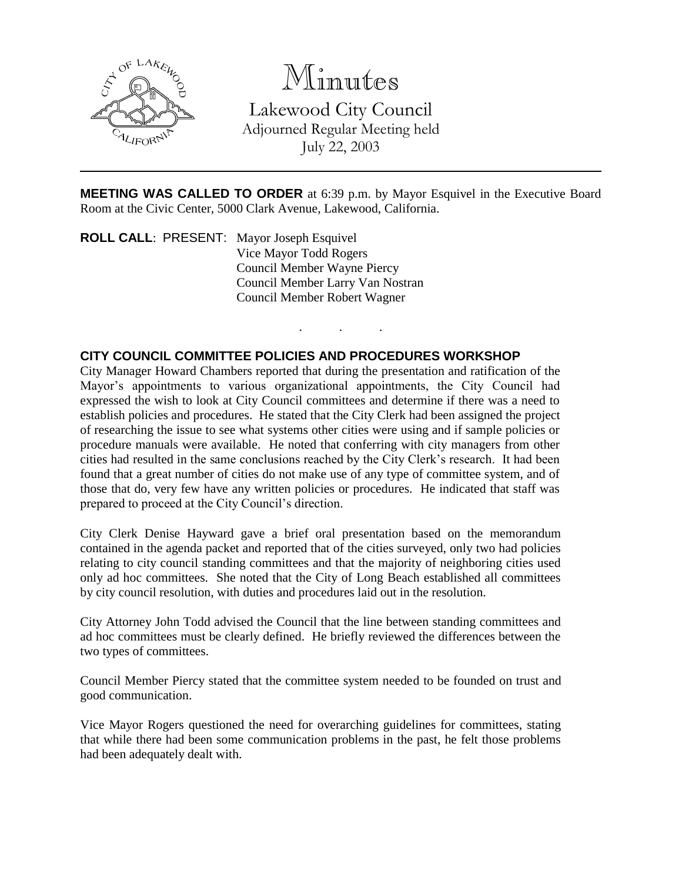# Minutes

Lakewood City Council
Adjourned Regular Meeting held
July 22, 2003

---

**MEETING WAS CALLED TO ORDER** at 6:39 p.m. by Mayor Esquivel in the Executive Board Room at the Civic Center, 5000 Clark Avenue, Lakewood, California.

**ROLL CALL**: PRESENT: Mayor Joseph Esquivel
Vice Mayor Todd Rogers
Council Member Wayne Piercy
Council Member Larry Van Nostran
Council Member Robert Wagner

. . .

## CITY COUNCIL COMMITTEE POLICIES AND PROCEDURES WORKSHOP

City Manager Howard Chambers reported that during the presentation and ratification of the Mayor's appointments to various organizational appointments, the City Council had expressed the wish to look at City Council committees and determine if there was a need to establish policies and procedures. He stated that the City Clerk had been assigned the project of researching the issue to see what systems other cities were using and if sample policies or procedure manuals were available. He noted that conferring with city managers from other cities had resulted in the same conclusions reached by the City Clerk's research. It had been found that a great number of cities do not make use of any type of committee system, and of those that do, very few have any written policies or procedures. He indicated that staff was prepared to proceed at the City Council's direction.

City Clerk Denise Hayward gave a brief oral presentation based on the memorandum contained in the agenda packet and reported that of the cities surveyed, only two had policies relating to city council standing committees and that the majority of neighboring cities used only ad hoc committees. She noted that the City of Long Beach established all committees by city council resolution, with duties and procedures laid out in the resolution.

City Attorney John Todd advised the Council that the line between standing committees and ad hoc committees must be clearly defined. He briefly reviewed the differences between the two types of committees.

Council Member Piercy stated that the committee system needed to be founded on trust and good communication.

Vice Mayor Rogers questioned the need for overarching guidelines for committees, stating that while there had been some communication problems in the past, he felt those problems had been adequately dealt with.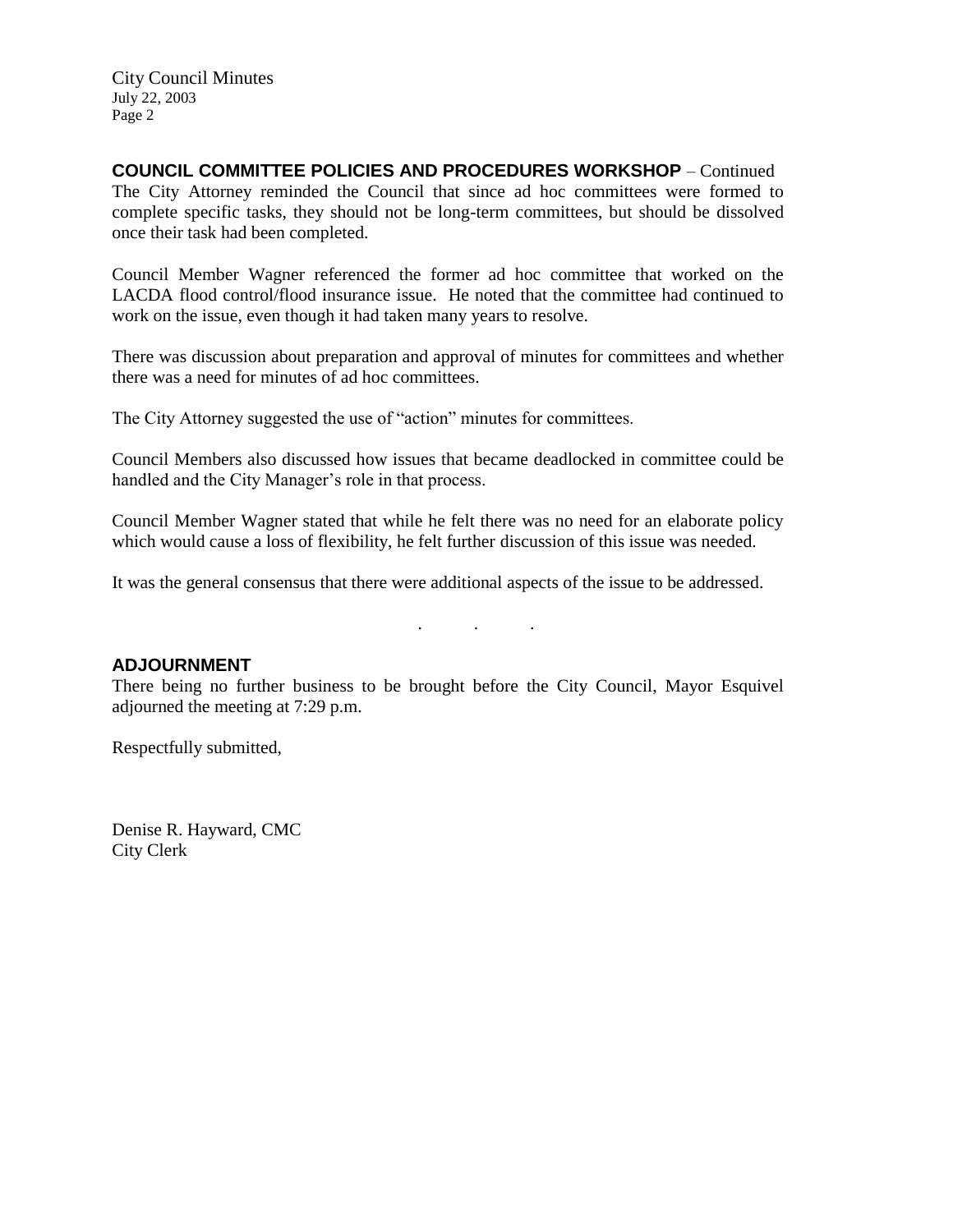**COUNCIL COMMITTEE POLICIES AND PROCEDURES WORKSHOP** – Continued

The City Attorney reminded the Council that since ad hoc committees were formed to complete specific tasks, they should not be long-term committees, but should be dissolved once their task had been completed.

Council Member Wagner referenced the former ad hoc committee that worked on the LACDA flood control/flood insurance issue. He noted that the committee had continued to work on the issue, even though it had taken many years to resolve.

There was discussion about preparation and approval of minutes for committees and whether there was a need for minutes of ad hoc committees.

The City Attorney suggested the use of "action" minutes for committees.

Council Members also discussed how issues that became deadlocked in committee could be handled and the City Manager's role in that process.

Council Member Wagner stated that while he felt there was no need for an elaborate policy which would cause a loss of flexibility, he felt further discussion of this issue was needed.

It was the general consensus that there were additional aspects of the issue to be addressed.

. . .

## ADJOURNMENT

There being no further business to be brought before the City Council, Mayor Esquivel adjourned the meeting at 7:29 p.m.

Respectfully submitted,

Denise R. Hayward, CMC
City Clerk